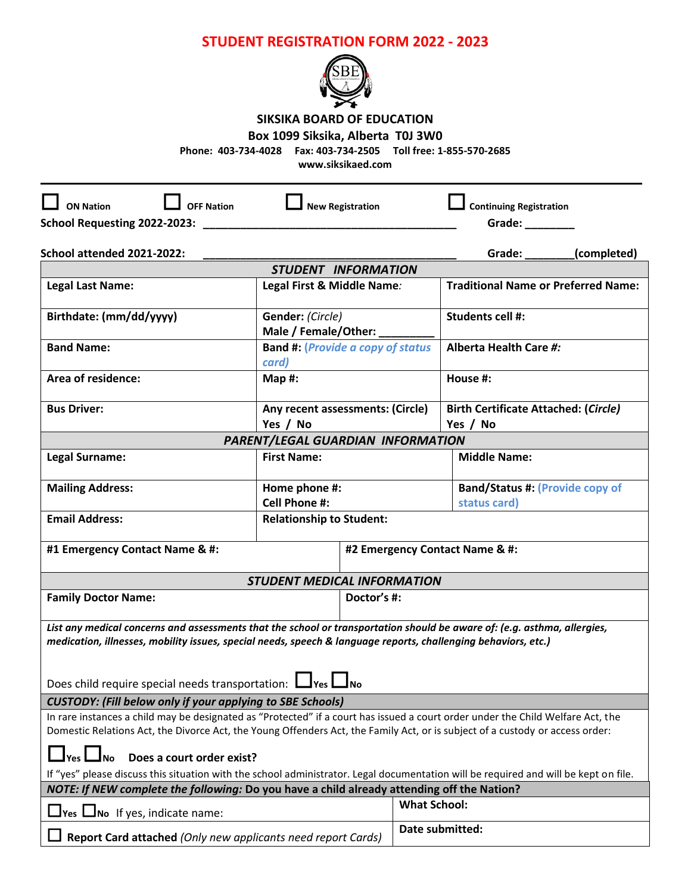# STUDENT REGISTRATION FORM 2022 - 2023

**SIKSIKA BOARD OF EDUCATION**

**Box 1099 Siksika, Alberta T0J 3W0**

**Phone: 403-734-4028 Fax: 403-734-2505 Toll free: 1-855-570-2685**

**www.siksikaed.com**

---

☐ **ON Nation** ☐ **OFF Nation** ☐ **New Registration** ☐ **Continuing Registration**

**School Requesting 2022-2023:** ________________________________________ **Grade:** ________

**School attended 2021-2022:** ________________________________________ **Grade:** ________**(completed)**

| ***STUDENT INFORMATION*** | | |
|---|---|---|
| **Legal Last Name:** | **Legal First & Middle Name:** | **Traditional Name or Preferred Name:** |
| **Birthdate: (mm/dd/yyyy)** | **Gender:** *(Circle)* **Male / Female/Other:** _________ | **Students cell #:** |
| **Band Name:** | **Band #:** ***(Provide a copy of status card)*** | **Alberta Health Care** ***#:*** |
| **Area of residence:** | **Map #:** | **House #:** |
| **Bus Driver:** | **Any recent assessments: (Circle) Yes / No** | **Birth Certificate Attached: (*Circle*) Yes / No** |

| ***PARENT/LEGAL GUARDIAN INFORMATION*** | | |
|---|---|---|
| **Legal Surname:** | **First Name:** | **Middle Name:** |
| **Mailing Address:** | **Home phone #:** **Cell Phone #:** | **Band/Status #: (Provide copy of status card)** |
| **Email Address:** | **Relationship to Student:** | |
| **#1 Emergency Contact Name & #:** | **#2 Emergency Contact Name & #:** | |

| ***STUDENT MEDICAL INFORMATION*** | |
|---|---|
| **Family Doctor Name:** | **Doctor's #:** |

***List any medical concerns and assessments that the school or transportation should be aware of: (e.g. asthma, allergies, medication, illnesses, mobility issues, special needs, speech & language reports, challenging behaviors, etc.)***

Does child require special needs transportation: ☐ **Yes** ☐ **No**

***CUSTODY: (Fill below only if your applying to SBE Schools)***

In rare instances a child may be designated as "Protected" if a court has issued a court order under the Child Welfare Act, the Domestic Relations Act, the Divorce Act, the Young Offenders Act, the Family Act, or is subject of a custody or access order:

☐ **Yes** ☐ **No** **Does a court order exist?**

If "yes" please discuss this situation with the school administrator. Legal documentation will be required and will be kept on file.

| ***NOTE: If NEW complete the following:*** **Do you have a child already attending off the Nation?** | |
|---|---|
| ☐ **Yes** ☐ **No** If yes, indicate name: | **What School:** |
| ☐ **Report Card attached** *(Only new applicants need report Cards)* | **Date submitted:** |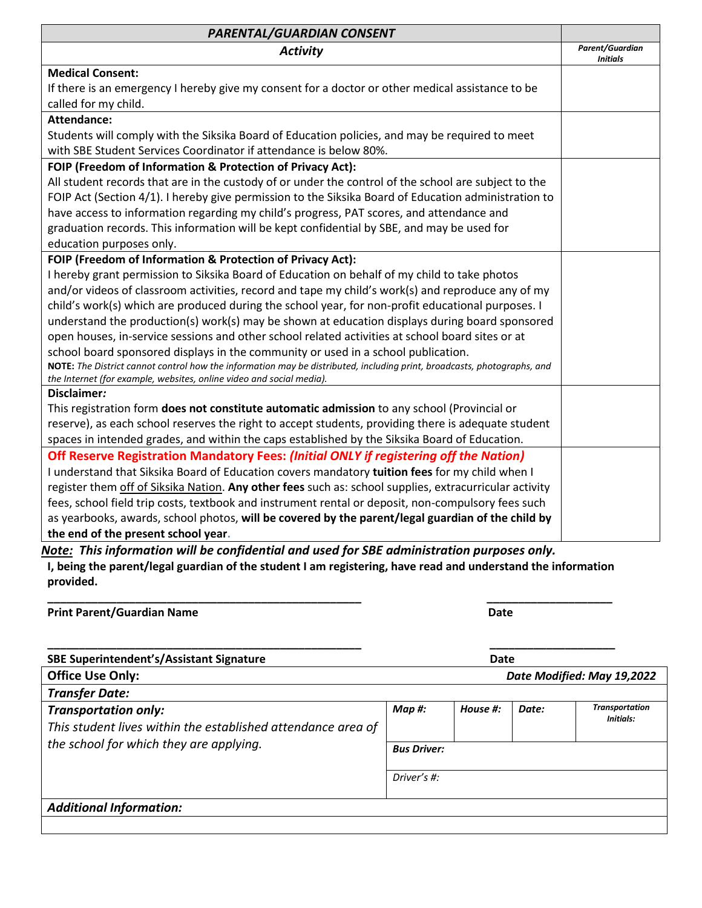| *PARENTAL/GUARDIAN CONSENT* | |
|---|---|
| ***Activity*** | ***Parent/Guardian Initials*** |
| **Medical Consent:** If there is an emergency I hereby give my consent for a doctor or other medical assistance to be called for my child. | |
| **Attendance:** Students will comply with the Siksika Board of Education policies, and may be required to meet with SBE Student Services Coordinator if attendance is below 80%. | |
| **FOIP (Freedom of Information & Protection of Privacy Act):** All student records that are in the custody of or under the control of the school are subject to the FOIP Act (Section 4/1). I hereby give permission to the Siksika Board of Education administration to have access to information regarding my child's progress, PAT scores, and attendance and graduation records. This information will be kept confidential by SBE, and may be used for education purposes only. | |
| **FOIP (Freedom of Information & Protection of Privacy Act):** I hereby grant permission to Siksika Board of Education on behalf of my child to take photos and/or videos of classroom activities, record and tape my child's work(s) and reproduce any of my child's work(s) which are produced during the school year, for non-profit educational purposes. I understand the production(s) work(s) may be shown at education displays during board sponsored open houses, in-service sessions and other school related activities at school board sites or at school board sponsored displays in the community or used in a school publication. **NOTE:** *The District cannot control how the information may be distributed, including print, broadcasts, photographs, and the Internet (for example, websites, online video and social media).* | |
| **Disclaimer*:*** This registration form **does not constitute automatic admission** to any school (Provincial or reserve), as each school reserves the right to accept students, providing there is adequate student spaces in intended grades, and within the caps established by the Siksika Board of Education. | |
| **Off Reserve Registration Mandatory Fees:** ***(Initial ONLY if registering off the Nation)*** I understand that Siksika Board of Education covers mandatory **tuition fees** for my child when I register them off of Siksika Nation. **Any other fees** such as: school supplies, extracurricular activity fees, school field trip costs, textbook and instrument rental or deposit, non-compulsory fees such as yearbooks, awards, school photos, **will be covered by the parent/legal guardian of the child by the end of the present school year.** | |

***Note:* This information will be confidential and used for SBE administration purposes only.**

**I, being the parent/legal guardian of the student I am registering, have read and understand the information provided.**

\_\_\_\_\_\_\_\_\_\_\_\_\_\_\_\_\_\_\_\_\_\_\_\_\_\_\_\_\_\_\_\_\_\_\_\_\_\_\_\_\_\_\_\_ \_\_\_\_\_\_\_\_\_\_\_\_\_\_\_\_\_\_\_\_

**Print Parent/Guardian Name** **Date**

\_\_\_\_\_\_\_\_\_\_\_\_\_\_\_\_\_\_\_\_\_\_\_\_\_\_\_\_\_\_\_\_\_\_\_\_\_\_\_\_\_\_\_\_ \_\_\_\_\_\_\_\_\_\_\_\_\_\_\_\_\_\_\_\_

**SBE Superintendent's/Assistant Signature** **Date**

| **Office Use Only:** | | | | ***Date Modified: May 19,2022*** |
|---|---|---|---|---|
| ***Transfer Date:*** | | | | |
| ***Transportation only:*** *This student lives within the established attendance area of the school for which they are applying.* | ***Map #:*** | ***House #:*** | ***Date:*** | ***Transportation Initials:*** |
| | ***Bus Driver:*** | | | |
| | *Driver's #:* | | | |
| ***Additional Information:*** | | | | |
| | | | | |